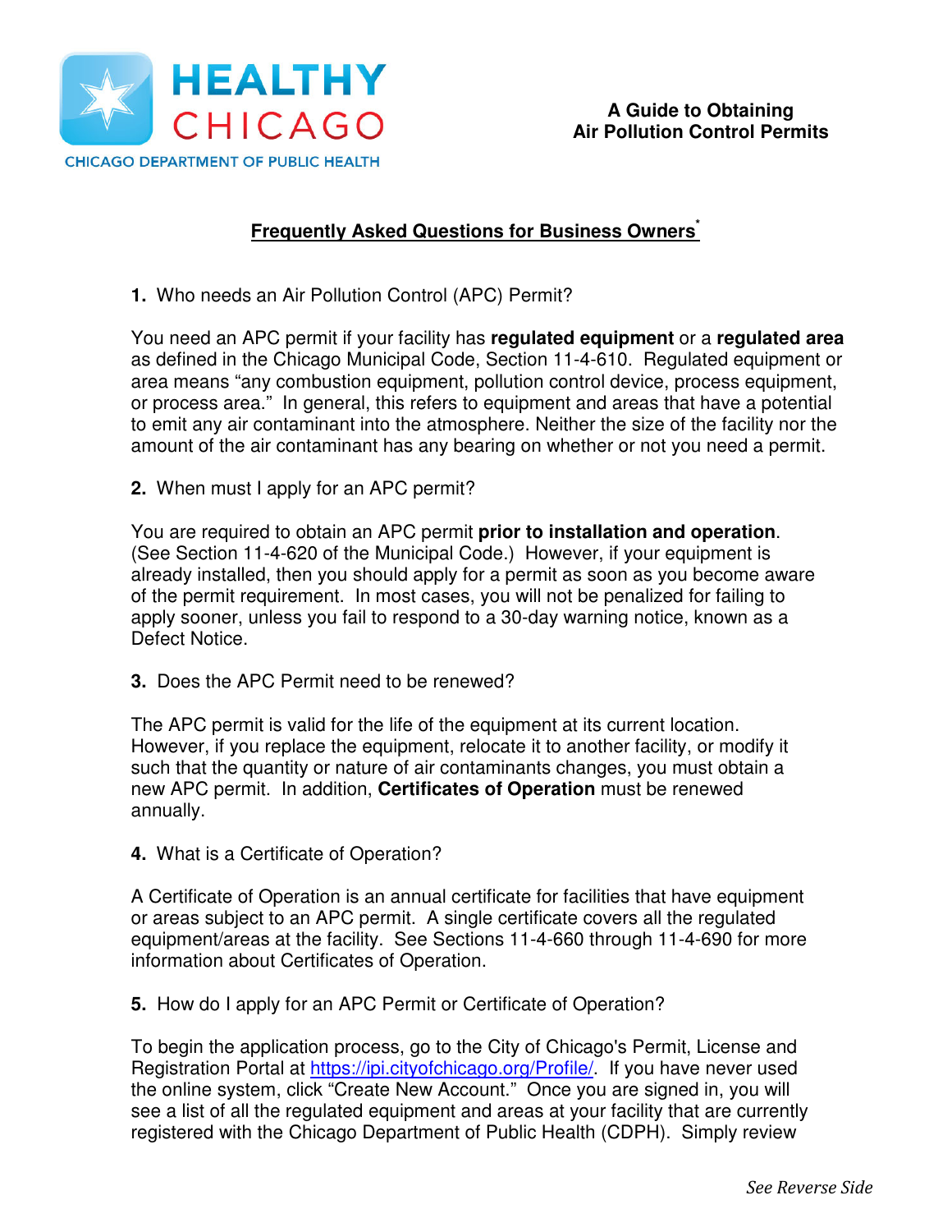HEALTHY CHICAGO

CHICAGO DEPARTMENT OF PUBLIC HEALTH

**A Guide to Obtaining Air Pollution Control Permits**

## Frequently Asked Questions for Business Owners*

**1.** Who needs an Air Pollution Control (APC) Permit?

You need an APC permit if your facility has **regulated equipment** or a **regulated area** as defined in the Chicago Municipal Code, Section 11-4-610. Regulated equipment or area means "any combustion equipment, pollution control device, process equipment, or process area." In general, this refers to equipment and areas that have a potential to emit any air contaminant into the atmosphere. Neither the size of the facility nor the amount of the air contaminant has any bearing on whether or not you need a permit.

**2.** When must I apply for an APC permit?

You are required to obtain an APC permit **prior to installation and operation**. (See Section 11-4-620 of the Municipal Code.) However, if your equipment is already installed, then you should apply for a permit as soon as you become aware of the permit requirement. In most cases, you will not be penalized for failing to apply sooner, unless you fail to respond to a 30-day warning notice, known as a Defect Notice.

**3.** Does the APC Permit need to be renewed?

The APC permit is valid for the life of the equipment at its current location. However, if you replace the equipment, relocate it to another facility, or modify it such that the quantity or nature of air contaminants changes, you must obtain a new APC permit. In addition, **Certificates of Operation** must be renewed annually.

**4.** What is a Certificate of Operation?

A Certificate of Operation is an annual certificate for facilities that have equipment or areas subject to an APC permit. A single certificate covers all the regulated equipment/areas at the facility. See Sections 11-4-660 through 11-4-690 for more information about Certificates of Operation.

**5.** How do I apply for an APC Permit or Certificate of Operation?

To begin the application process, go to the City of Chicago's Permit, License and Registration Portal at https://ipi.cityofchicago.org/Profile/. If you have never used the online system, click "Create New Account." Once you are signed in, you will see a list of all the regulated equipment and areas at your facility that are currently registered with the Chicago Department of Public Health (CDPH). Simply review

*See Reverse Side*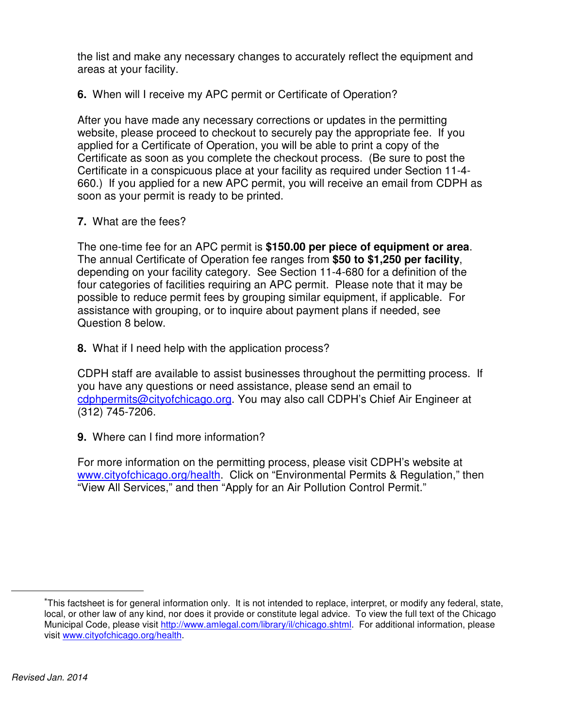the list and make any necessary changes to accurately reflect the equipment and areas at your facility.

**6.** When will I receive my APC permit or Certificate of Operation?

After you have made any necessary corrections or updates in the permitting website, please proceed to checkout to securely pay the appropriate fee. If you applied for a Certificate of Operation, you will be able to print a copy of the Certificate as soon as you complete the checkout process. (Be sure to post the Certificate in a conspicuous place at your facility as required under Section 11-4-660.) If you applied for a new APC permit, you will receive an email from CDPH as soon as your permit is ready to be printed.

**7.** What are the fees?

The one-time fee for an APC permit is **$150.00 per piece of equipment or area**. The annual Certificate of Operation fee ranges from **$50 to $1,250 per facility**, depending on your facility category. See Section 11-4-680 for a definition of the four categories of facilities requiring an APC permit. Please note that it may be possible to reduce permit fees by grouping similar equipment, if applicable. For assistance with grouping, or to inquire about payment plans if needed, see Question 8 below.

**8.** What if I need help with the application process?

CDPH staff are available to assist businesses throughout the permitting process. If you have any questions or need assistance, please send an email to cdphpermits@cityofchicago.org. You may also call CDPH's Chief Air Engineer at (312) 745-7206.

**9.** Where can I find more information?

For more information on the permitting process, please visit CDPH's website at www.cityofchicago.org/health. Click on "Environmental Permits & Regulation," then "View All Services," and then "Apply for an Air Pollution Control Permit."

---

[*] This factsheet is for general information only. It is not intended to replace, interpret, or modify any federal, state, local, or other law of any kind, nor does it provide or constitute legal advice. To view the full text of the Chicago Municipal Code, please visit http://www.amlegal.com/library/il/chicago.shtml. For additional information, please visit www.cityofchicago.org/health.

*Revised Jan. 2014*